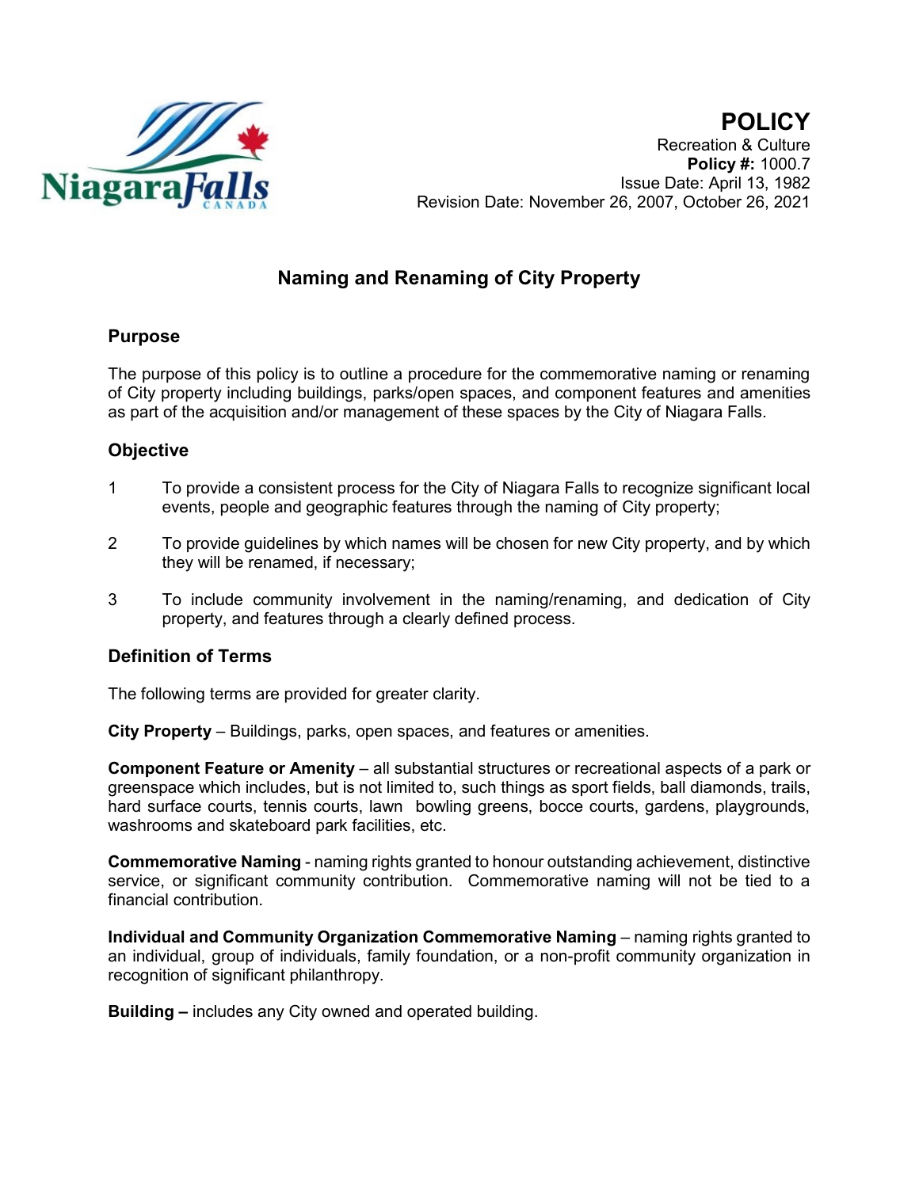# POLICY

Recreation & Culture
**Policy #:** 1000.7
Issue Date: April 13, 1982
Revision Date: November 26, 2007, October 26, 2021

## Naming and Renaming of City Property

### Purpose

The purpose of this policy is to outline a procedure for the commemorative naming or renaming of City property including buildings, parks/open spaces, and component features and amenities as part of the acquisition and/or management of these spaces by the City of Niagara Falls.

### Objective

1. To provide a consistent process for the City of Niagara Falls to recognize significant local events, people and geographic features through the naming of City property;
2. To provide guidelines by which names will be chosen for new City property, and by which they will be renamed, if necessary;
3. To include community involvement in the naming/renaming, and dedication of City property, and features through a clearly defined process.

### Definition of Terms

The following terms are provided for greater clarity.

**City Property** – Buildings, parks, open spaces, and features or amenities.

**Component Feature or Amenity** – all substantial structures or recreational aspects of a park or greenspace which includes, but is not limited to, such things as sport fields, ball diamonds, trails, hard surface courts, tennis courts, lawn bowling greens, bocce courts, gardens, playgrounds, washrooms and skateboard park facilities, etc.

**Commemorative Naming** - naming rights granted to honour outstanding achievement, distinctive service, or significant community contribution. Commemorative naming will not be tied to a financial contribution.

**Individual and Community Organization Commemorative Naming** – naming rights granted to an individual, group of individuals, family foundation, or a non-profit community organization in recognition of significant philanthropy.

**Building –** includes any City owned and operated building.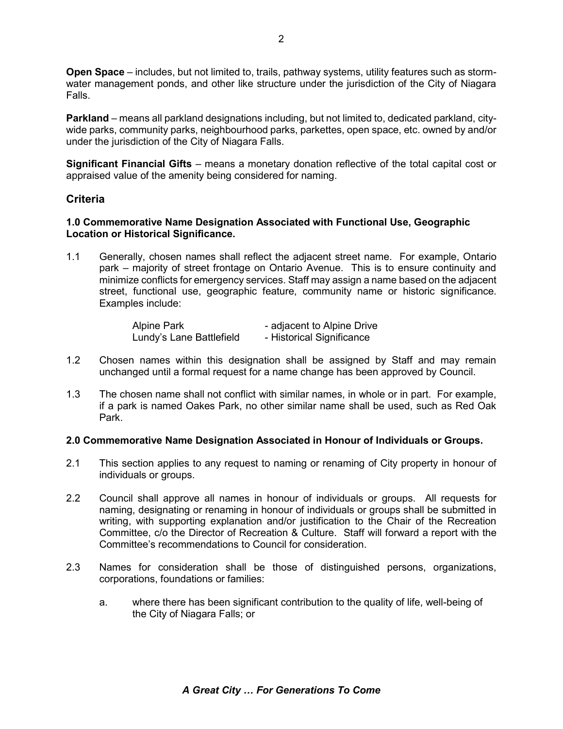**Open Space** – includes, but not limited to, trails, pathway systems, utility features such as storm-water management ponds, and other like structure under the jurisdiction of the City of Niagara Falls.

**Parkland** – means all parkland designations including, but not limited to, dedicated parkland, city-wide parks, community parks, neighbourhood parks, parkettes, open space, etc. owned by and/or under the jurisdiction of the City of Niagara Falls.

**Significant Financial Gifts** – means a monetary donation reflective of the total capital cost or appraised value of the amenity being considered for naming.

## Criteria

### 1.0 Commemorative Name Designation Associated with Functional Use, Geographic Location or Historical Significance.

1.1 Generally, chosen names shall reflect the adjacent street name. For example, Ontario park – majority of street frontage on Ontario Avenue. This is to ensure continuity and minimize conflicts for emergency services. Staff may assign a name based on the adjacent street, functional use, geographic feature, community name or historic significance. Examples include:

| | |
|---|---|
| Alpine Park | - adjacent to Alpine Drive |
| Lundy's Lane Battlefield | - Historical Significance |

1.2 Chosen names within this designation shall be assigned by Staff and may remain unchanged until a formal request for a name change has been approved by Council.

1.3 The chosen name shall not conflict with similar names, in whole or in part. For example, if a park is named Oakes Park, no other similar name shall be used, such as Red Oak Park.

### 2.0 Commemorative Name Designation Associated in Honour of Individuals or Groups.

2.1 This section applies to any request to naming or renaming of City property in honour of individuals or groups.

2.2 Council shall approve all names in honour of individuals or groups. All requests for naming, designating or renaming in honour of individuals or groups shall be submitted in writing, with supporting explanation and/or justification to the Chair of the Recreation Committee, c/o the Director of Recreation & Culture. Staff will forward a report with the Committee's recommendations to Council for consideration.

2.3 Names for consideration shall be those of distinguished persons, organizations, corporations, foundations or families:

a. where there has been significant contribution to the quality of life, well-being of the City of Niagara Falls; or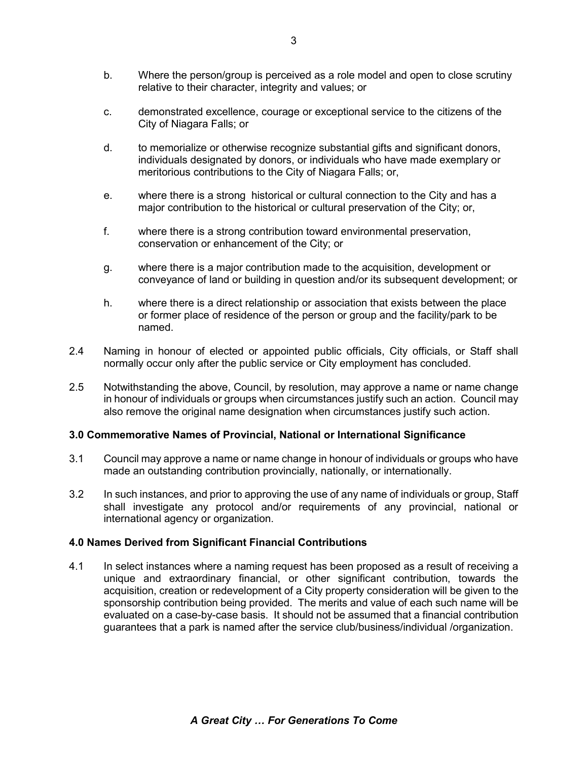b. Where the person/group is perceived as a role model and open to close scrutiny relative to their character, integrity and values; or

c. demonstrated excellence, courage or exceptional service to the citizens of the City of Niagara Falls; or

d. to memorialize or otherwise recognize substantial gifts and significant donors, individuals designated by donors, or individuals who have made exemplary or meritorious contributions to the City of Niagara Falls; or,

e. where there is a strong historical or cultural connection to the City and has a major contribution to the historical or cultural preservation of the City; or,

f. where there is a strong contribution toward environmental preservation, conservation or enhancement of the City; or

g. where there is a major contribution made to the acquisition, development or conveyance of land or building in question and/or its subsequent development; or

h. where there is a direct relationship or association that exists between the place or former place of residence of the person or group and the facility/park to be named.

2.4 Naming in honour of elected or appointed public officials, City officials, or Staff shall normally occur only after the public service or City employment has concluded.

2.5 Notwithstanding the above, Council, by resolution, may approve a name or name change in honour of individuals or groups when circumstances justify such an action. Council may also remove the original name designation when circumstances justify such action.

**3.0 Commemorative Names of Provincial, National or International Significance**

3.1 Council may approve a name or name change in honour of individuals or groups who have made an outstanding contribution provincially, nationally, or internationally.

3.2 In such instances, and prior to approving the use of any name of individuals or group, Staff shall investigate any protocol and/or requirements of any provincial, national or international agency or organization.

**4.0 Names Derived from Significant Financial Contributions**

4.1 In select instances where a naming request has been proposed as a result of receiving a unique and extraordinary financial, or other significant contribution, towards the acquisition, creation or redevelopment of a City property consideration will be given to the sponsorship contribution being provided. The merits and value of each such name will be evaluated on a case-by-case basis. It should not be assumed that a financial contribution guarantees that a park is named after the service club/business/individual /organization.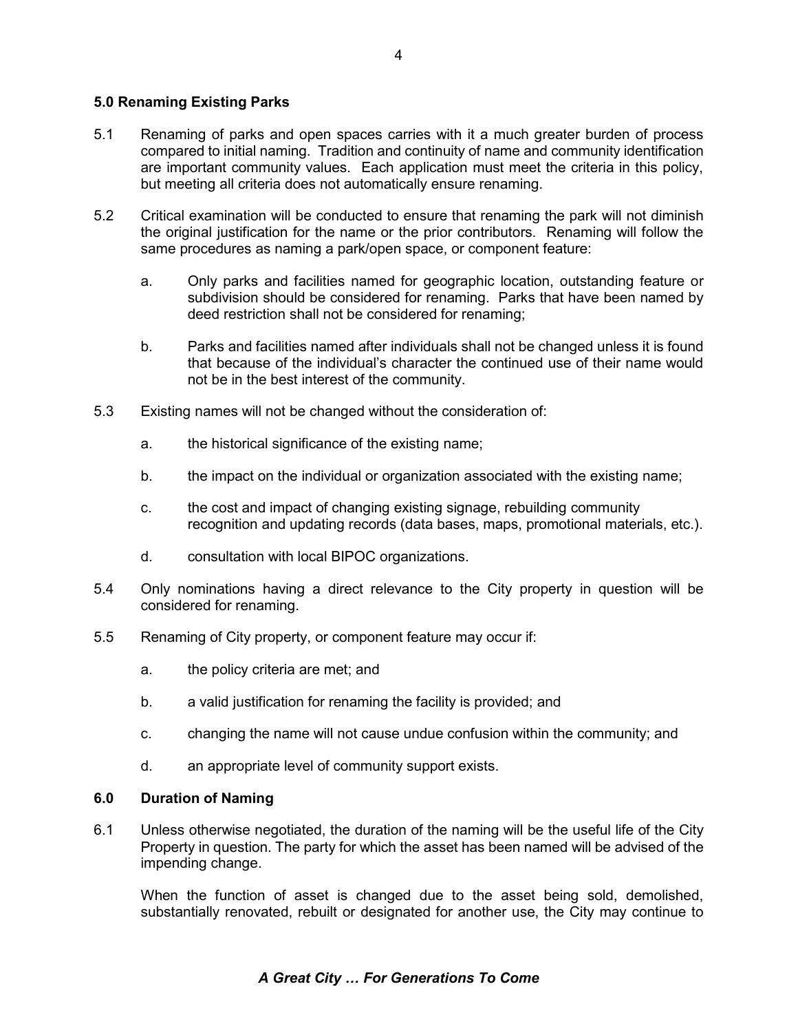### 5.0 Renaming Existing Parks

5.1 Renaming of parks and open spaces carries with it a much greater burden of process compared to initial naming. Tradition and continuity of name and community identification are important community values. Each application must meet the criteria in this policy, but meeting all criteria does not automatically ensure renaming.

5.2 Critical examination will be conducted to ensure that renaming the park will not diminish the original justification for the name or the prior contributors. Renaming will follow the same procedures as naming a park/open space, or component feature:

   a. Only parks and facilities named for geographic location, outstanding feature or subdivision should be considered for renaming. Parks that have been named by deed restriction shall not be considered for renaming;

   b. Parks and facilities named after individuals shall not be changed unless it is found that because of the individual's character the continued use of their name would not be in the best interest of the community.

5.3 Existing names will not be changed without the consideration of:

   a. the historical significance of the existing name;

   b. the impact on the individual or organization associated with the existing name;

   c. the cost and impact of changing existing signage, rebuilding community recognition and updating records (data bases, maps, promotional materials, etc.).

   d. consultation with local BIPOC organizations.

5.4 Only nominations having a direct relevance to the City property in question will be considered for renaming.

5.5 Renaming of City property, or component feature may occur if:

   a. the policy criteria are met; and

   b. a valid justification for renaming the facility is provided; and

   c. changing the name will not cause undue confusion within the community; and

   d. an appropriate level of community support exists.

### 6.0 Duration of Naming

6.1 Unless otherwise negotiated, the duration of the naming will be the useful life of the City Property in question. The party for which the asset has been named will be advised of the impending change.

When the function of asset is changed due to the asset being sold, demolished, substantially renovated, rebuilt or designated for another use, the City may continue to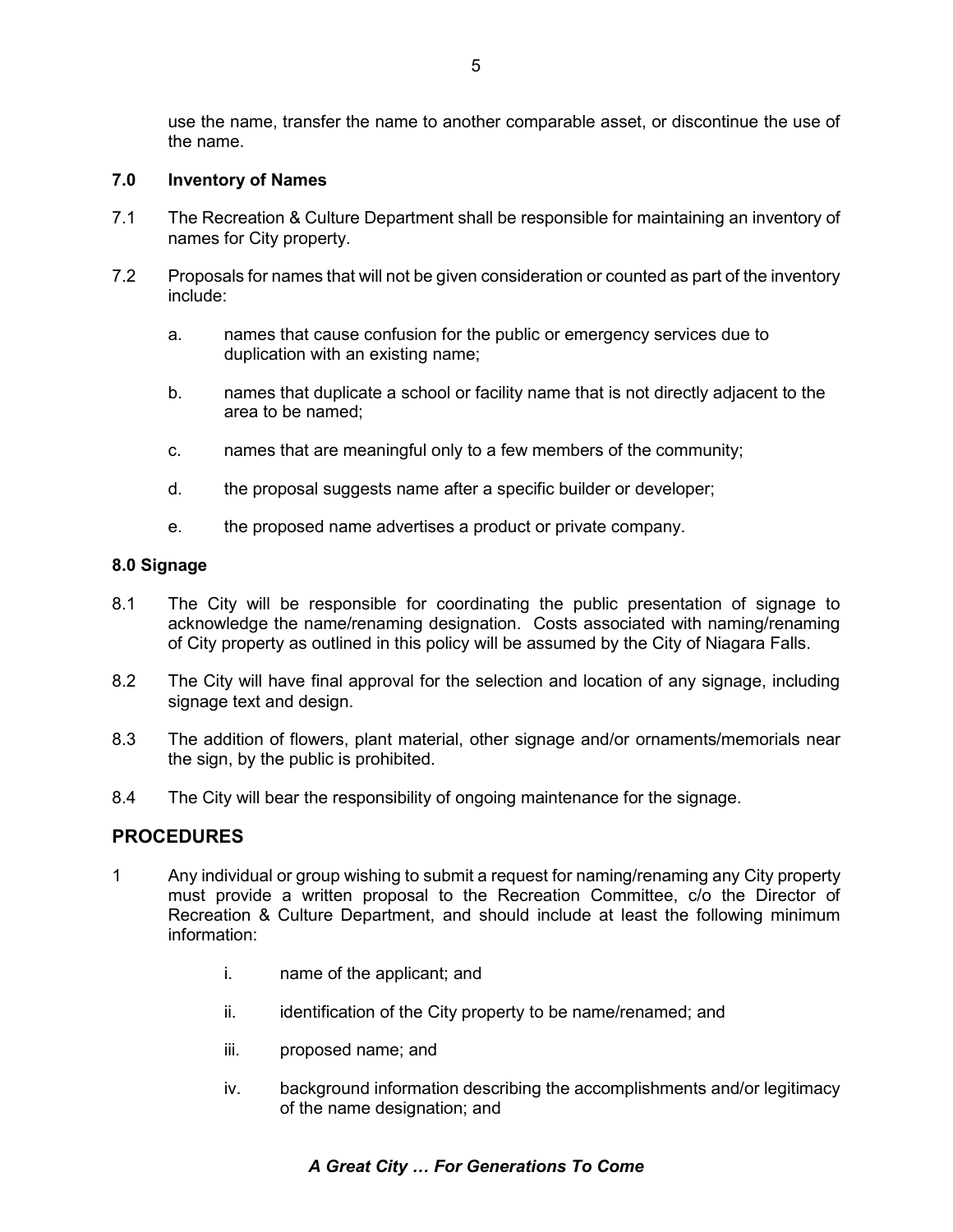use the name, transfer the name to another comparable asset, or discontinue the use of the name.

### 7.0 Inventory of Names

7.1 The Recreation & Culture Department shall be responsible for maintaining an inventory of names for City property.

7.2 Proposals for names that will not be given consideration or counted as part of the inventory include:

a. names that cause confusion for the public or emergency services due to duplication with an existing name;

b. names that duplicate a school or facility name that is not directly adjacent to the area to be named;

c. names that are meaningful only to a few members of the community;

d. the proposal suggests name after a specific builder or developer;

e. the proposed name advertises a product or private company.

### 8.0 Signage

8.1 The City will be responsible for coordinating the public presentation of signage to acknowledge the name/renaming designation. Costs associated with naming/renaming of City property as outlined in this policy will be assumed by the City of Niagara Falls.

8.2 The City will have final approval for the selection and location of any signage, including signage text and design.

8.3 The addition of flowers, plant material, other signage and/or ornaments/memorials near the sign, by the public is prohibited.

8.4 The City will bear the responsibility of ongoing maintenance for the signage.

## PROCEDURES

1 Any individual or group wishing to submit a request for naming/renaming any City property must provide a written proposal to the Recreation Committee, c/o the Director of Recreation & Culture Department, and should include at least the following minimum information:

i. name of the applicant; and

ii. identification of the City property to be name/renamed; and

iii. proposed name; and

iv. background information describing the accomplishments and/or legitimacy of the name designation; and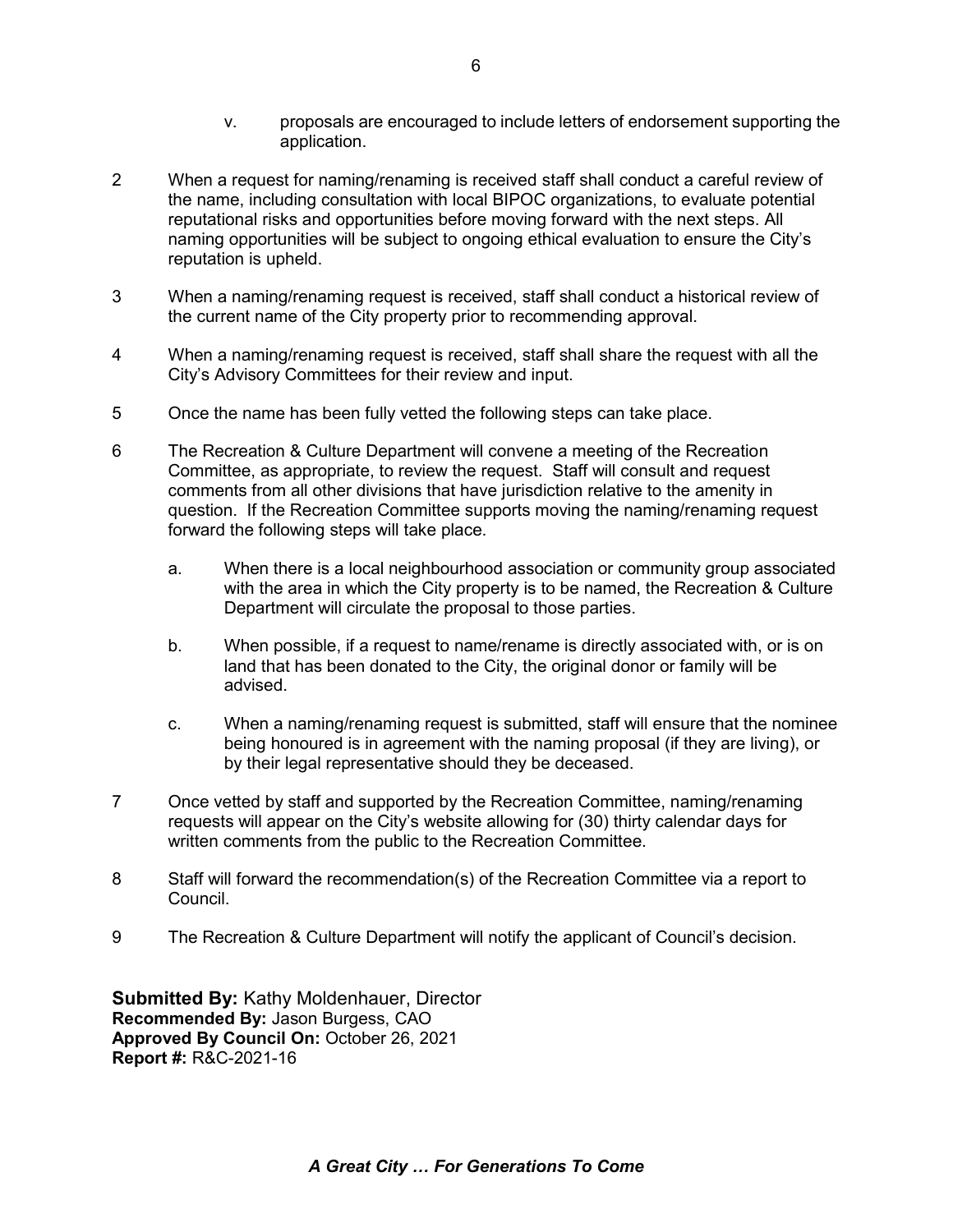v. proposals are encouraged to include letters of endorsement supporting the application.

2 When a request for naming/renaming is received staff shall conduct a careful review of the name, including consultation with local BIPOC organizations, to evaluate potential reputational risks and opportunities before moving forward with the next steps. All naming opportunities will be subject to ongoing ethical evaluation to ensure the City's reputation is upheld.

3 When a naming/renaming request is received, staff shall conduct a historical review of the current name of the City property prior to recommending approval.

4 When a naming/renaming request is received, staff shall share the request with all the City's Advisory Committees for their review and input.

5 Once the name has been fully vetted the following steps can take place.

6 The Recreation & Culture Department will convene a meeting of the Recreation Committee, as appropriate, to review the request. Staff will consult and request comments from all other divisions that have jurisdiction relative to the amenity in question. If the Recreation Committee supports moving the naming/renaming request forward the following steps will take place.

   a. When there is a local neighbourhood association or community group associated with the area in which the City property is to be named, the Recreation & Culture Department will circulate the proposal to those parties.

   b. When possible, if a request to name/rename is directly associated with, or is on land that has been donated to the City, the original donor or family will be advised.

   c. When a naming/renaming request is submitted, staff will ensure that the nominee being honoured is in agreement with the naming proposal (if they are living), or by their legal representative should they be deceased.

7 Once vetted by staff and supported by the Recreation Committee, naming/renaming requests will appear on the City's website allowing for (30) thirty calendar days for written comments from the public to the Recreation Committee.

8 Staff will forward the recommendation(s) of the Recreation Committee via a report to Council.

9 The Recreation & Culture Department will notify the applicant of Council's decision.

**Submitted By:** Kathy Moldenhauer, Director
**Recommended By:** Jason Burgess, CAO
**Approved By Council On:** October 26, 2021
**Report #:** R&C-2021-16

***A Great City … For Generations To Come***